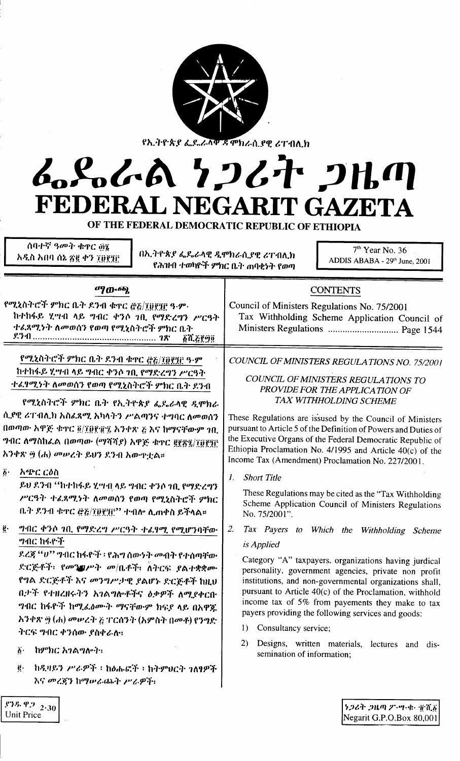የኢትዮጵያ ፌዴራላዊ ዲሞክራሲያዊ ሪፐብሊክ

# ፌዴራል ነጋሪት ጋዜጣ
# FEDERAL NEGARIT GAZETA
## OF THE FEDERAL DEMOCRATIC REPUBLIC OF ETHIOPIA

ሰባተኛ ዓመት ቁጥር ፴፮
አዲስ አበባ ሰኔ ፳፪ ቀን ፲፱፻፺፫

በኢትዮጵያ ፌዴራላዊ ዲሞክራሲያዊ ሪፐብሊክ የሕዝብ ተወካዮች ምክር ቤት ጠባቂነት የወጣ

7th Year No. 36
ADDIS ABABA - 29th June, 2001

## ማውጫ

የሚኒስትሮች ምክር ቤት ደንብ ቁጥር ፸፭/፲፱፻፺፫ ዓ.ም. ከተከፋይ ሂሣብ ላይ ግብር ቀንሶ ገቢ የማድረግን ሥርዓት ተፈጻሚነት ለመወሰን የወጣ የሚኒስትሮች ምክር ቤት ደንብ ................................................ ገጽ ፩ሺ፭፻፵፬

## CONTENTS

Council of Ministers Regulations No. 75/2001
Tax Withholding Scheme Application Council of Ministers Regulations ............................ Page 1544

### የሚኒስትሮች ምክር ቤት ደንብ ቁጥር ፸፭/፲፱፻፺፫ ዓ.ም ከተከፋይ ሂሣብ ላይ ግብር ቀንሶ ገቢ የማድረግን ሥርዓት ተፈፃሚነት ለመወሰን የወጣ የሚኒስትሮች ምክር ቤት ደንብ

የሚኒስትሮች ምክር ቤት የኢትዮጵያ ፌዴራላዊ ዲሞክራሲያዊ ሪፐብሊክ አስፈጻሚ አካላትን ሥልጣንና ተግባር ለመወሰን በወጣው አዋጅ ቁጥር ፬/፲፱፻፹፯ አንቀጽ ፭ እና ከማናቸውም ገቢ ግብር ለማስከፈል በወጣው (ማሻሻያ) አዋጅ ቁጥር ፪፻፳፯/፲፱፻፺፫ አንቀጽ ፵ (ሐ) መሠረት ይህን ደንብ አውጥቷል።

፩· አጭር ርዕስ

ይህ ደንብ "ከተከፋይ ሂሣብ ላይ ግብር ቀንሶ ገቢ የማድረግን ሥርዓት ተፈጻሚነት ለመወሰን የወጣ የሚኒስትሮች ምክር ቤት ደንብ ቁጥር ፸፭/፲፱፻፺፫" ተብሎ ሊጠቀስ ይችላል።

፪· ግብር ቀንሶ ገቢ የማድረግ ሥርዓት ተፈፃሚ የሚሆንባቸው ግብር ከፋዮች

ደረጃ "ሀ" ግብር ከፋዮች ፡ የሕግ ሰውነት መብት የተሰጣቸው ድርጅቶች፡ የመንግሥት መ/ቤቶች፡ ለትርፍ ያልተቋቋሙ የግል ድርጅቶች እና መንግሥታዊ ያልሆኑ ድርጅቶች ከዚህ በታች የተዘረዘሩትን አገልግሎቶችና ዕቃዎች ለሚያቀርቡ ግብር ከፋዮች ከሚፈፅሙት ማናቸውም ክፍያ ላይ በአዋጁ አንቀጽ ፵ (ሐ) መሠረት ፭ ፐርሰንት (አምስት በመቶ) የንግድ ትርፍ ግብር ቀንሰው ያስቀራሉ፡

፩· ከምክር አገልግሎት፡

፪· ከዲዛይን ሥራዎች ፡ ከፅሑፎች ፡ ከትምህርት ገለፃዎች እና መረጃን ከማሠራጨት ሥራዎች፡

### COUNCIL OF MINISTERS REGULATIONS NO. 75/2001

### COUNCIL OF MINISTERS REGULATIONS TO PROVIDE FOR THE APPLICATION OF TAX WITHHOLDING SCHEME

These Regulations are issued by the Council of Ministers pursuant to Article 5 of the Definition of Powers and Duties of the Executive Organs of the Federal Democratic Republic of Ethiopia Proclamation No. 4/1995 and Article 40(c) of the Income Tax (Amendment) Proclamation No. 227/2001.

1. *Short Title*

These Regulations may be cited as the "Tax Withholding Scheme Application Council of Ministers Regulations No. 75/2001".

2. *Tax Payers to Which the Withholding Scheme is Applied*

Category "A" taxpayers, organizations having jurdical personality, government agencies, private non profit institutions, and non-governmental organizations shall, pursuant to Article 40(c) of the Proclamation, withhold income tax of 5% from payements they make to tax payers providing the following services and goods:

1) Consultancy service;

2) Designs, written materials, lectures and dissemination of information;

ያንዱ ዋጋ 2.30
Unit Price

ነጋሪት ጋዜጣ ፖ.ሣ.ቁ. ፹ሺ፩
Negarit G.P.O.Box 80,001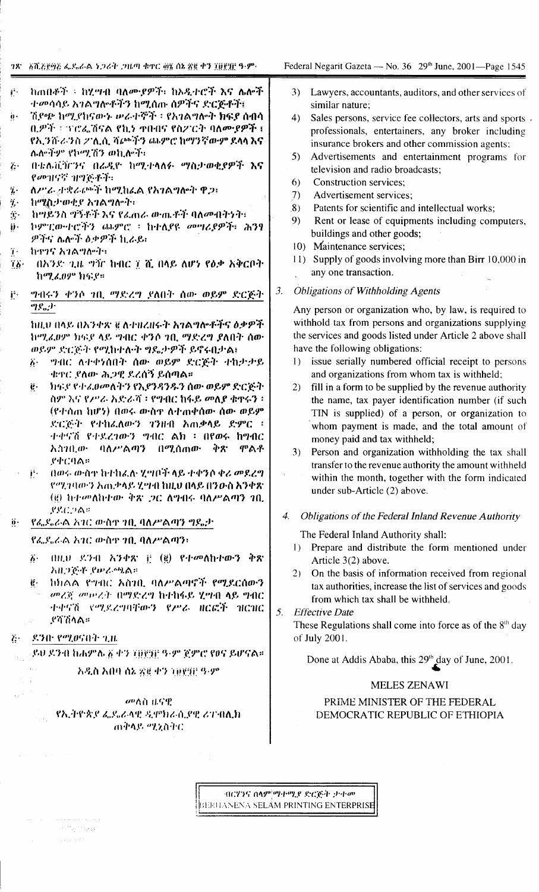፫· ከጠበቆች ፣ ከሂሣብ ባለሙያዎች፣ ከኦዲተሮች እና ሌሎች ተመሳሳይ አገልግሎቶችን ከሚሰጡ ሰዎችና ድርጅቶች፣

፬· ሽያጭ ከሚያከናውኑ ሠራተኞች ፣ የአገልግሎት ክፍያ ሰብሳቢዎች ፣ የጥበብና የስፖርት ባለሙያዎች ፣ የኢንሹራንስ ደላሎች ሽጮችን ጨምሮ ከማንኛውም ደላላ እና ሌሎችም የኮሚሽን ወኪሎች፣

፭· በቴሌቪዥንና በሬዲዮ ከሚተላለፉ ማስታወቂያዎች እና የመዝናኛ ዝግጅቶች፣

፮· ለሥራ ተቋራጮች ከሚከፈል የአገልግሎት ዋጋ፣

፯· ከማስታወቂያ አገልግሎት፣

፰· ከሣይንስ ግኝቶች እና የፈጠራ ውጤቶች ባለመብትነት፣

፱· ኮምፒውተሮችን ጨምሮ ፣ ከተለያዩ መሣሪያዎች፣ ሕንፃዎችና ሌሎች ዕቃዎች ኪራይ፣

፲· ከጥገና አገልግሎት፣

፲፩· በአንድ ጊዜ ግዥ ከብር ፲ ሺ በላይ ለሆነ የዕቃ አቅርቦት ከሚፈፀም ክፍያ።

### ፫· ግብሩን ቀንሶ ገቢ ማድረግ ያለበት ሰው ወይም ድርጅት ግዴታ

ከዚህ በላይ በአንቀጽ ፪ ለተዘረዘሩት አገልግሎቶችና ዕቃዎች ከሚፈፀም ክፍያ ላይ ግብር ቀንሶ ገቢ ማድረግ ያለበት ሰው ወይም ድርጅት የሚከተሉት ግዴታዎች ይኖሩበታል፤

፩· ግብር ለተቀነሰበት ሰው ወይም ድርጅት ተከታታይ ቁጥር ያለው ሕጋዊ ደረሰኝ ይሰጣል።

፪· ክፍያ የተፈፀመለትን የኢንዳንዱን ሰው ወይም ድርጅት ስም እና የሥራ አድራሻ ፣ የግብር ከፋይ መለያ ቁጥሩን ፣ (የተሰጠ ከሆነ) በወሩ ውስጥ ለተጠቀሰው ሰው ወይም ድርጅት የተከፈለውን ገንዘብ አጠቃላይ ድምር ፣ ተቀናሽ የተደረገውን ግብር ልክ ፣ በየወሩ ከግብር አስገቢው ባለሥልጣን በሚሰጠው ቅጽ ሞልቶ ያቀርባል።

፫· በወሩ ውስጥ ከተከፈሉ ሂሣቦች ላይ ተቀንሶ ቀረ መደረግ የሚገባውን አጠቃላይ ሂሣብ ከዚህ በላይ በንዑስ አንቀጽ (፪) ከተመለከተው ቅጽ ጋር ለግብሩ ባለሥልጣን ገቢ ያደርጋል።

### ፬· የፌዴራል አገር ውስጥ ገቢ ባለሥልጣን ግዴታ

የፌዴራል አገር ውስጥ ገቢ ባለሥልጣን፣

፩· በዚህ ደንብ አንቀጽ ፫ (፪) የተመለከተውን ቅጽ አዘጋጅቶ ያሠራጫል።

፪· ከክልል የግብር አስገቢ ባለሥልጣኖች የሚደርሰውን መረጃ መሠረት በማድረግ ከተከፋይ ሂሣብ ላይ ግብር ተቀናሽ የሚደረግባቸውን የሥራ ዘርፎች ዝርዝር ያሻሽላል።

### ፭· ደንቡ የሚፀናበት ጊዜ

ይህ ደንብ ከሐምሌ ፩ ቀን ፲፱፻፺፫ ዓ·ም ጀምሮ የፀና ይሆናል።

አዲስ አበባ ሰኔ ፳፪ ቀን ፲፱፻፺፫ ዓ·ም

መለስ ዜናዊ

የኢትዮጵያ ፌዴራላዊ ዲሞክራሲያዊ ሪፐብሊክ ጠቅላይ ሚኒስትር

---

3) Lawyers, accountants, auditors, and other services of similar nature;

4) Sales persons, service fee collectors, arts and sports professionals, entertainers, any broker including insurance brokers and other commission agents;

5) Advertisements and entertainment programs for television and radio broadcasts;

6) Construction services;

7) Advertisement services;

8) Patents for scientific and intellectual works;

9) Rent or lease of equipments including computers, buildings and other goods;

10) Maintenance services;

11) Supply of goods involving more than Birr 10,000 in any one transaction.

### 3. *Obligations of Withholding Agents*

Any person or organization who, by law, is required to withhold tax from persons and organizations supplying the services and goods listed under Article 2 above shall have the following obligations:

1) issue serially numbered official receipt to persons and organizations from whom tax is withheld;

2) fill in a form to be supplied by the revenue authority the name, tax payer identification number (if such TIN is supplied) of a person, or organization to whom payment is made, and the total amount of money paid and tax withheld;

3) Person and organization withholding the tax shall transfer to the revenue authority the amount withheld within the month, together with the form indicated under sub-Article (2) above.

### 4. *Obligations of the Federal Inland Revenue Authority*

The Federal Inland Authority shall:

1) Prepare and distribute the form mentioned under Article 3(2) above.

2) On the basis of information received from regional tax authorities, increase the list of services and goods from which tax shall be withheld.

### 5. *Effective Date*

These Regulations shall come into force as of the 8th day of July 2001.

Done at Addis Ababa, this 29th day of June, 2001.

MELES ZENAWI

PRIME MINISTER OF THE FEDERAL DEMOCRATIC REPUBLIC OF ETHIOPIA

ብርሃንና ሰላም ማተሚያ ድርጅት ታተመ
BERHANENA SELAM PRINTING ENTERPRISE